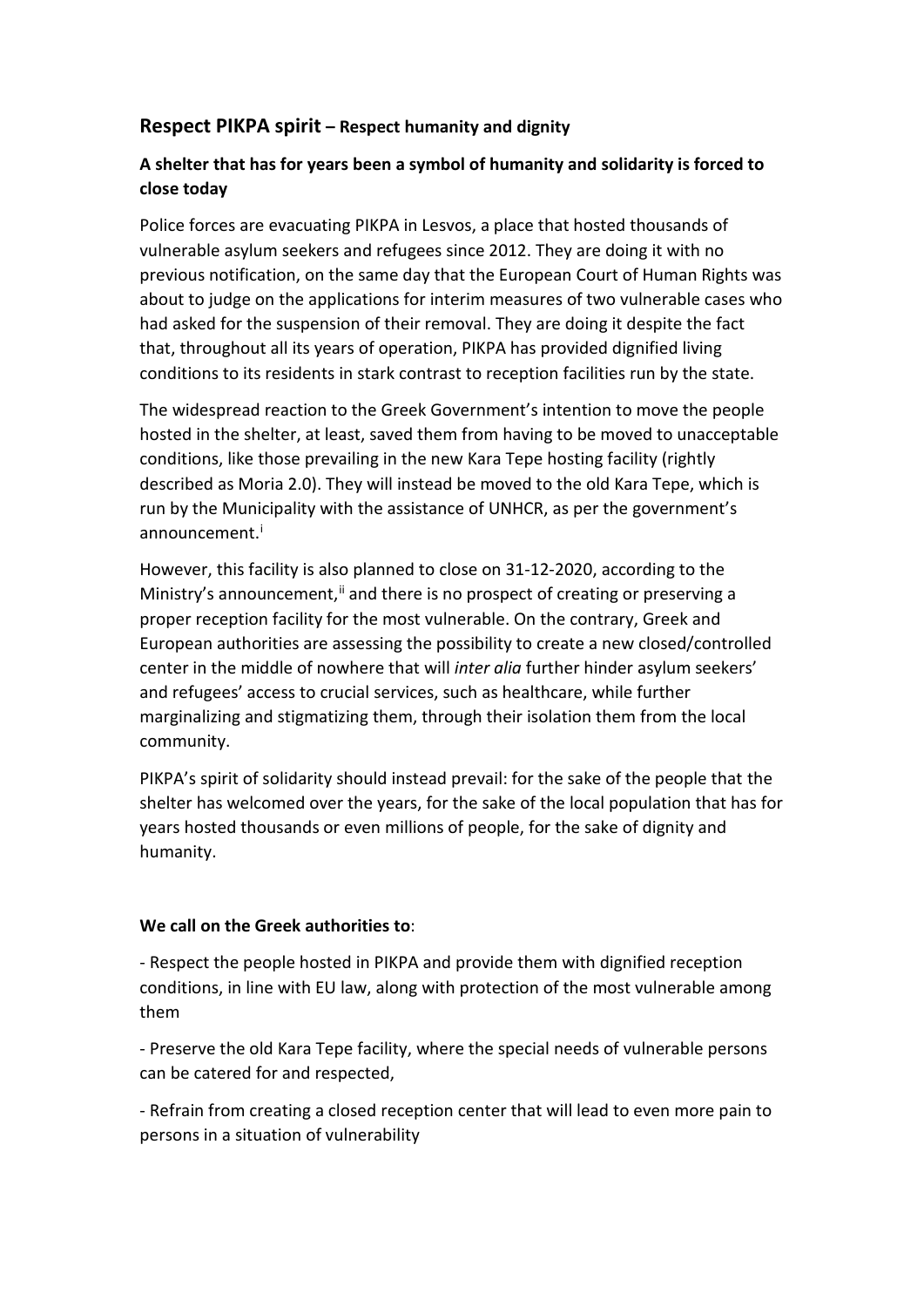## Respect PIKPA spirit – Respect humanity and dignity

### A shelter that has for years been a symbol of humanity and solidarity is forced to close today

Police forces are evacuating PIKPA in Lesvos, a place that hosted thousands of vulnerable asylum seekers and refugees since 2012. They are doing it with no previous notification, on the same day that the European Court of Human Rights was about to judge on the applications for interim measures of two vulnerable cases who had asked for the suspension of their removal. They are doing it despite the fact that, throughout all its years of operation, PIKPA has provided dignified living conditions to its residents in stark contrast to reception facilities run by the state.

The widespread reaction to the Greek Government's intention to move the people hosted in the shelter, at least, saved them from having to be moved to unacceptable conditions, like those prevailing in the new Kara Tepe hosting facility (rightly described as Moria 2.0). They will instead be moved to the old Kara Tepe, which is run by the Municipality with the assistance of UNHCR, as per the government's announcement.[i]

However, this facility is also planned to close on 31-12-2020, according to the Ministry's announcement,[ii] and there is no prospect of creating or preserving a proper reception facility for the most vulnerable. On the contrary, Greek and European authorities are assessing the possibility to create a new closed/controlled center in the middle of nowhere that will *inter alia* further hinder asylum seekers' and refugees' access to crucial services, such as healthcare, while further marginalizing and stigmatizing them, through their isolation them from the local community.

PIKPA's spirit of solidarity should instead prevail: for the sake of the people that the shelter has welcomed over the years, for the sake of the local population that has for years hosted thousands or even millions of people, for the sake of dignity and humanity.

**We call on the Greek authorities to**:

- Respect the people hosted in PIKPA and provide them with dignified reception conditions, in line with EU law, along with protection of the most vulnerable among them

- Preserve the old Kara Tepe facility, where the special needs of vulnerable persons can be catered for and respected,

- Refrain from creating a closed reception center that will lead to even more pain to persons in a situation of vulnerability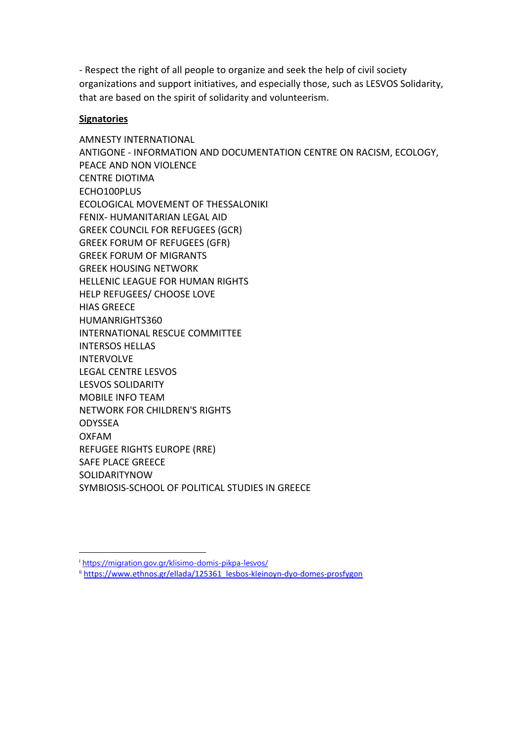- Respect the right of all people to organize and seek the help of civil society organizations and support initiatives, and especially those, such as LESVOS Solidarity, that are based on the spirit of solidarity and volunteerism.

**Signatories**

AMNESTY INTERNATIONAL
ANTIGONE - INFORMATION AND DOCUMENTATION CENTRE ON RACISM, ECOLOGY, PEACE AND NON VIOLENCE
CENTRE DIOTIMA
ECHO100PLUS
ECOLOGICAL MOVEMENT OF THESSALONIKI
FENIX- HUMANITARIAN LEGAL AID
GREEK COUNCIL FOR REFUGEES (GCR)
GREEK FORUM OF REFUGEES (GFR)
GREEK FORUM OF MIGRANTS
GREEK HOUSING NETWORK
HELLENIC LEAGUE FOR HUMAN RIGHTS
HELP REFUGEES/ CHOOSE LOVE
HIAS GREECE
HUMANRIGHTS360
INTERNATIONAL RESCUE COMMITTEE
INTERSOS HELLAS
INTERVOLVE
LEGAL CENTRE LESVOS
LESVOS SOLIDARITY
MOBILE INFO TEAM
NETWORK FOR CHILDREN'S RIGHTS
ODYSSEA
OXFAM
REFUGEE RIGHTS EUROPE (RRE)
SAFE PLACE GREECE
SOLIDARITYNOW
SYMBIOSIS-SCHOOL OF POLITICAL STUDIES IN GREECE

---

[i] https://migration.gov.gr/klisimo-domis-pikpa-lesvos/
[ii] https://www.ethnos.gr/ellada/125361_lesbos-kleinoyn-dyo-domes-prosfygon